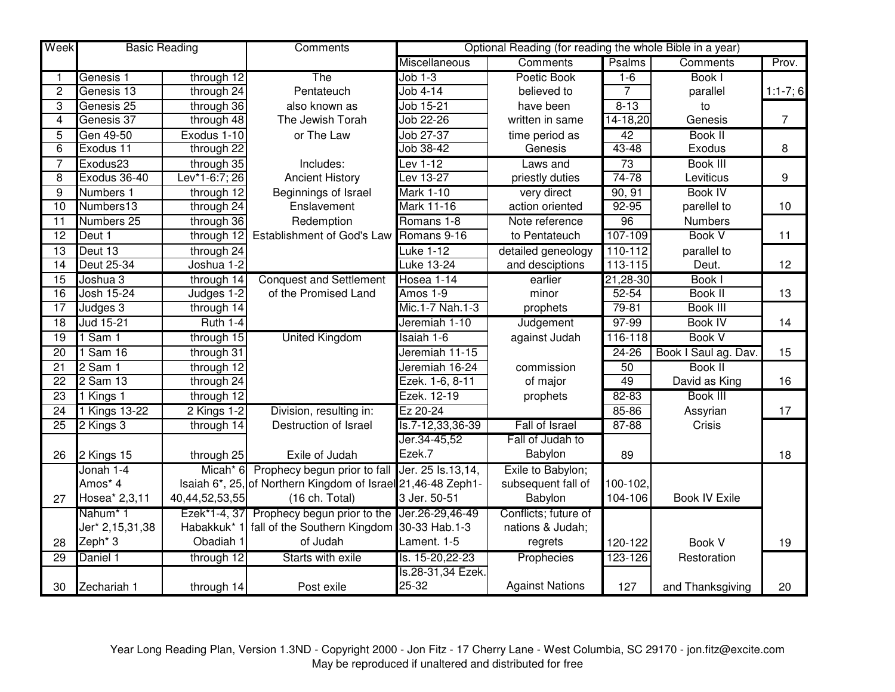| Week | Basic Reading | | Comments | Optional Reading (for reading the whole Bible in a year) | | | | |
|---|---|---|---|---|---|---|---|---|
| | | | | Miscellaneous | Comments | Psalms | Comments | Prov. |
| 1 | Genesis 1 | through 12 | The | Job 1-3 | Poetic Book | 1-6 | Book I | |
| 2 | Genesis 13 | through 24 | Pentateuch | Job 4-14 | believed to | 7 | parallel | 1:1-7; 6 |
| 3 | Genesis 25 | through 36 | also known as | Job 15-21 | have been | 8-13 | to | |
| 4 | Genesis 37 | through 48 | The Jewish Torah | Job 22-26 | written in same | 14-18,20 | Genesis | 7 |
| 5 | Gen 49-50 | Exodus 1-10 | or The Law | Job 27-37 | time period as | 42 | Book II | |
| 6 | Exodus 11 | through 22 | | Job 38-42 | Genesis | 43-48 | Exodus | 8 |
| 7 | Exodus23 | through 35 | Includes: | Lev 1-12 | Laws and | 73 | Book III | |
| 8 | Exodus 36-40 | Lev*1-6:7; 26 | Ancient History | Lev 13-27 | priestly duties | 74-78 | Leviticus | 9 |
| 9 | Numbers 1 | through 12 | Beginnings of Israel | Mark 1-10 | very direct | 90, 91 | Book IV | |
| 10 | Numbers13 | through 24 | Enslavement | Mark 11-16 | action oriented | 92-95 | parellel to | 10 |
| 11 | Numbers 25 | through 36 | Redemption | Romans 1-8 | Note reference | 96 | Numbers | |
| 12 | Deut 1 | through 12 | Establishment of God's Law | Romans 9-16 | to Pentateuch | 107-109 | Book V | 11 |
| 13 | Deut 13 | through 24 | | Luke 1-12 | detailed geneology | 110-112 | parallel to | |
| 14 | Deut 25-34 | Joshua 1-2 | | Luke 13-24 | and desciptions | 113-115 | Deut. | 12 |
| 15 | Joshua 3 | through 14 | Conquest and Settlement | Hosea 1-14 | earlier | 21,28-30 | Book I | |
| 16 | Josh 15-24 | Judges 1-2 | of the Promised Land | Amos 1-9 | minor | 52-54 | Book II | 13 |
| 17 | Judges 3 | through 14 | | Mic.1-7 Nah.1-3 | prophets | 79-81 | Book III | |
| 18 | Jud 15-21 | Ruth 1-4 | | Jeremiah 1-10 | Judgement | 97-99 | Book IV | 14 |
| 19 | 1 Sam 1 | through 15 | United Kingdom | Isaiah 1-6 | against Judah | 116-118 | Book V | |
| 20 | 1 Sam 16 | through 31 | | Jeremiah 11-15 | | 24-26 | Book I Saul ag. Dav. | 15 |
| 21 | 2 Sam 1 | through 12 | | Jeremiah 16-24 | commission | 50 | Book II | |
| 22 | 2 Sam 13 | through 24 | | Ezek. 1-6, 8-11 | of major | 49 | David as King | 16 |
| 23 | 1 Kings 1 | through 12 | | Ezek. 12-19 | prophets | 82-83 | Book III | |
| 24 | 1 Kings 13-22 | 2 Kings 1-2 | Division, resulting in: | Ez 20-24 | | 85-86 | Assyrian | 17 |
| 25 | 2 Kings 3 | through 14 | Destruction of Israel | Is.7-12,33,36-39 | Fall of Israel | 87-88 | Crisis | |
| 26 | 2 Kings 15 | through 25 | Exile of Judah | Jer.34-45,52 Ezek.7 | Fall of Judah to Babylon | 89 | | 18 |
| 27 | Jonah 1-4 Amos* 4 Hosea* 2,3,11 | Micah* 6 Isaiah 6*, 25, 40,44,52,53,55 | Prophecy begun prior to fall of Northern Kingdom of Israel (16 ch. Total) | Jer. 25 Is.13,14, 21,46-48 Zeph1-3 Jer. 50-51 | Exile to Babylon; subsequent fall of Babylon | 100-102, 104-106 | Book IV Exile | |
| 28 | Nahum* 1 Jer* 2,15,31,38 Zeph* 3 | Ezek*1-4, 37 Habakkuk* 1 Obadiah 1 | Prophecy begun prior to the fall of the Southern Kingdom of Judah | Jer.26-29,46-49 30-33 Hab.1-3 Lament. 1-5 | Conflicts; future of nations & Judah; regrets | 120-122 | Book V | 19 |
| 29 | Daniel 1 | through 12 | Starts with exile | Is. 15-20,22-23 | Prophecies | 123-126 | Restoration | |
| 30 | Zechariah 1 | through 14 | Post exile | Is.28-31,34 Ezek. 25-32 | Against Nations | 127 | and Thanksgiving | 20 |

Year Long Reading Plan, Version 1.3ND - Copyright 2000 - Jon Fitz - 17 Cherry Lane - West Columbia, SC 29170 - jon.fitz@excite.com
May be reproduced if unaltered and distributed for free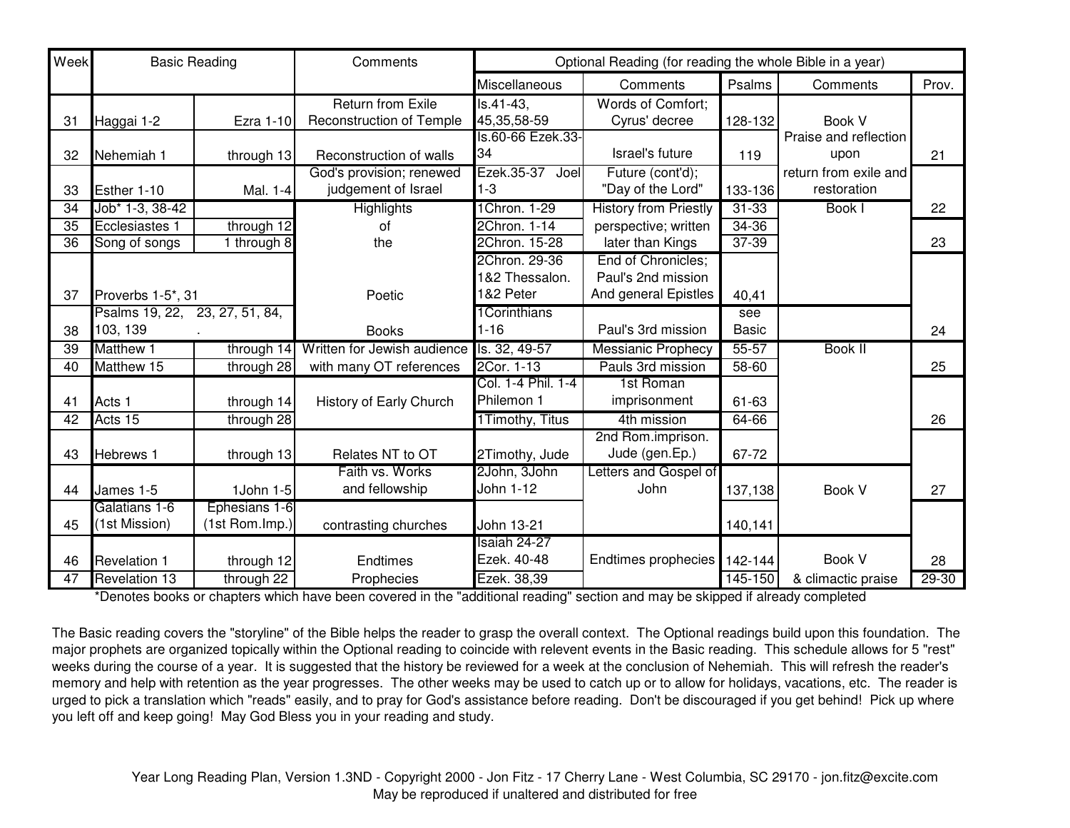| Week | Basic Reading | | Comments | Optional Reading (for reading the whole Bible in a year) | | | | |
|---|---|---|---|---|---|---|---|---|
| | | | | Miscellaneous | Comments | Psalms | Comments | Prov. |
| 31 | Haggai 1-2 | Ezra 1-10 | Return from Exile Reconstruction of Temple | Is.41-43, 45,35,58-59 | Words of Comfort; Cyrus' decree | 128-132 | Book V | |
| 32 | Nehemiah 1 | through 13 | Reconstruction of walls | Is.60-66 Ezek.33-34 | Israel's future | 119 | Praise and reflection upon | 21 |
| 33 | Esther 1-10 | Mal. 1-4 | God's provision; renewed judgement of Israel | Ezek.35-37 Joel 1-3 | Future (cont'd); "Day of the Lord" | 133-136 | return from exile and restoration | |
| 34 | Job* 1-3, 38-42 | | Highlights | 1Chron. 1-29 | History from Priestly | 31-33 | Book I | 22 |
| 35 | Ecclesiastes 1 | through 12 | of | 2Chron. 1-14 | perspective; written | 34-36 | | |
| 36 | Song of songs | 1 through 8 | the | 2Chron. 15-28 | later than Kings | 37-39 | | 23 |
| 37 | Proverbs 1-5*, 31 | | Poetic | 2Chron. 29-36 1&2 Thessalon. 1&2 Peter | End of Chronicles; Paul's 2nd mission And general Epistles | 40,41 | | |
| 38 | Psalms 19, 22, 23, 27, 51, 84, 103, 139 | . | Books | 1Corinthians 1-16 | Paul's 3rd mission | see Basic | | 24 |
| 39 | Matthew 1 | through 14 | Written for Jewish audience | Is. 32, 49-57 | Messianic Prophecy | 55-57 | Book II | |
| 40 | Matthew 15 | through 28 | with many OT references | 2Cor. 1-13 | Pauls 3rd mission | 58-60 | | 25 |
| 41 | Acts 1 | through 14 | History of Early Church | Col. 1-4 Phil. 1-4 Philemon 1 | 1st Roman imprisonment | 61-63 | | |
| 42 | Acts 15 | through 28 | | 1Timothy, Titus | 4th mission | 64-66 | | 26 |
| 43 | Hebrews 1 | through 13 | Relates NT to OT | 2Timothy, Jude | 2nd Rom.imprison. Jude (gen.Ep.) | 67-72 | | |
| 44 | James 1-5 | 1John 1-5 | Faith vs. Works and fellowship | 2John, 3John John 1-12 | Letters and Gospel of John | 137,138 | Book V | 27 |
| 45 | Galatians 1-6 (1st Mission) | Ephesians 1-6 (1st Rom.Imp.) | contrasting churches | John 13-21 | | 140,141 | | |
| 46 | Revelation 1 | through 12 | Endtimes | Isaiah 24-27 Ezek. 40-48 | Endtimes prophecies | 142-144 | Book V | 28 |
| 47 | Revelation 13 | through 22 | Prophecies | Ezek. 38,39 | | 145-150 | & climactic praise | 29-30 |

*Denotes books or chapters which have been covered in the "additional reading" section and may be skipped if already completed

The Basic reading covers the "storyline" of the Bible helps the reader to grasp the overall context. The Optional readings build upon this foundation. The major prophets are organized topically within the Optional reading to coincide with relevent events in the Basic reading. This schedule allows for 5 "rest" weeks during the course of a year. It is suggested that the history be reviewed for a week at the conclusion of Nehemiah. This will refresh the reader's memory and help with retention as the year progresses. The other weeks may be used to catch up or to allow for holidays, vacations, etc. The reader is urged to pick a translation which "reads" easily, and to pray for God's assistance before reading. Don't be discouraged if you get behind! Pick up where you left off and keep going! May God Bless you in your reading and study.

Year Long Reading Plan, Version 1.3ND - Copyright 2000 - Jon Fitz - 17 Cherry Lane - West Columbia, SC 29170 - jon.fitz@excite.com
May be reproduced if unaltered and distributed for free